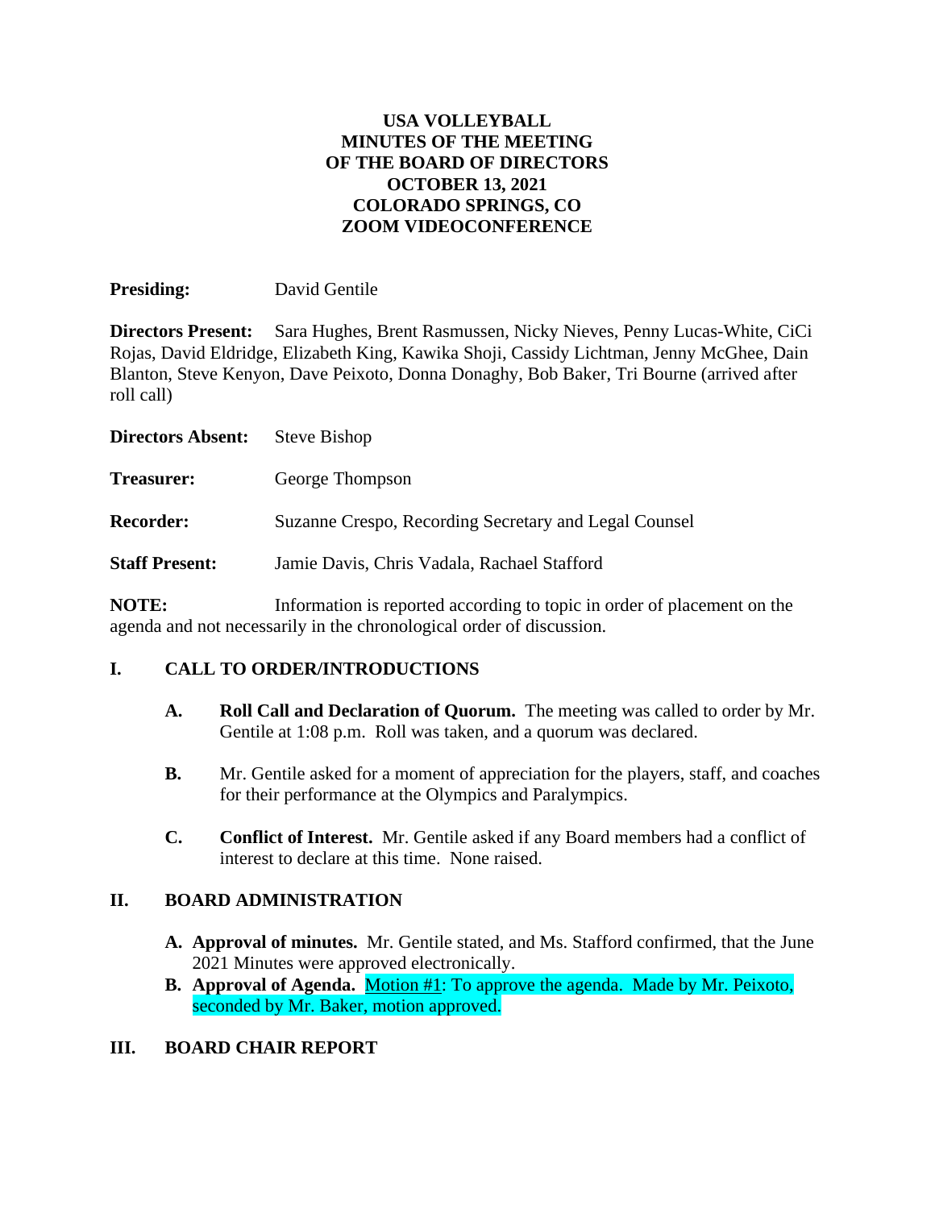**USA VOLLEYBALL**
**MINUTES OF THE MEETING**
**OF THE BOARD OF DIRECTORS**
**OCTOBER 13, 2021**
**COLORADO SPRINGS, CO**
**ZOOM VIDEOCONFERENCE**

**Presiding:** David Gentile

**Directors Present:** Sara Hughes, Brent Rasmussen, Nicky Nieves, Penny Lucas-White, CiCi Rojas, David Eldridge, Elizabeth King, Kawika Shoji, Cassidy Lichtman, Jenny McGhee, Dain Blanton, Steve Kenyon, Dave Peixoto, Donna Donaghy, Bob Baker, Tri Bourne (arrived after roll call)

**Directors Absent:** Steve Bishop

**Treasurer:** George Thompson

**Recorder:** Suzanne Crespo, Recording Secretary and Legal Counsel

**Staff Present:** Jamie Davis, Chris Vadala, Rachael Stafford

**NOTE:** Information is reported according to topic in order of placement on the agenda and not necessarily in the chronological order of discussion.

## I. CALL TO ORDER/INTRODUCTIONS

**A. Roll Call and Declaration of Quorum.** The meeting was called to order by Mr. Gentile at 1:08 p.m. Roll was taken, and a quorum was declared.

**B.** Mr. Gentile asked for a moment of appreciation for the players, staff, and coaches for their performance at the Olympics and Paralympics.

**C. Conflict of Interest.** Mr. Gentile asked if any Board members had a conflict of interest to declare at this time. None raised.

## II. BOARD ADMINISTRATION

**A. Approval of minutes.** Mr. Gentile stated, and Ms. Stafford confirmed, that the June 2021 Minutes were approved electronically.

**B. Approval of Agenda.** Motion #1: To approve the agenda. Made by Mr. Peixoto, seconded by Mr. Baker, motion approved.

## III. BOARD CHAIR REPORT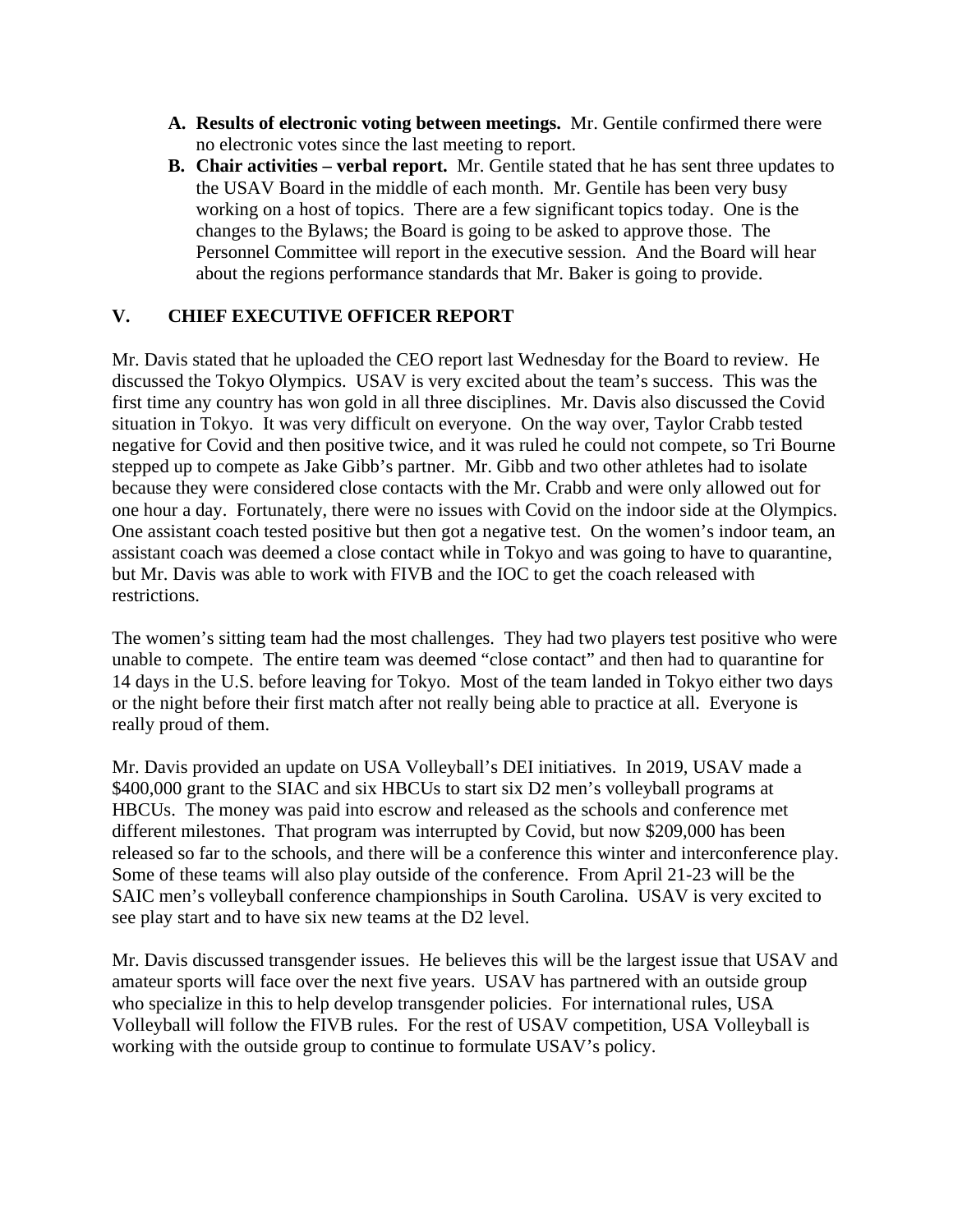A. **Results of electronic voting between meetings.** Mr. Gentile confirmed there were no electronic votes since the last meeting to report.
B. **Chair activities – verbal report.** Mr. Gentile stated that he has sent three updates to the USAV Board in the middle of each month. Mr. Gentile has been very busy working on a host of topics. There are a few significant topics today. One is the changes to the Bylaws; the Board is going to be asked to approve those. The Personnel Committee will report in the executive session. And the Board will hear about the regions performance standards that Mr. Baker is going to provide.

## V. CHIEF EXECUTIVE OFFICER REPORT

Mr. Davis stated that he uploaded the CEO report last Wednesday for the Board to review. He discussed the Tokyo Olympics. USAV is very excited about the team's success. This was the first time any country has won gold in all three disciplines. Mr. Davis also discussed the Covid situation in Tokyo. It was very difficult on everyone. On the way over, Taylor Crabb tested negative for Covid and then positive twice, and it was ruled he could not compete, so Tri Bourne stepped up to compete as Jake Gibb's partner. Mr. Gibb and two other athletes had to isolate because they were considered close contacts with the Mr. Crabb and were only allowed out for one hour a day. Fortunately, there were no issues with Covid on the indoor side at the Olympics. One assistant coach tested positive but then got a negative test. On the women's indoor team, an assistant coach was deemed a close contact while in Tokyo and was going to have to quarantine, but Mr. Davis was able to work with FIVB and the IOC to get the coach released with restrictions.

The women's sitting team had the most challenges. They had two players test positive who were unable to compete. The entire team was deemed "close contact" and then had to quarantine for 14 days in the U.S. before leaving for Tokyo. Most of the team landed in Tokyo either two days or the night before their first match after not really being able to practice at all. Everyone is really proud of them.

Mr. Davis provided an update on USA Volleyball's DEI initiatives. In 2019, USAV made a $400,000 grant to the SIAC and six HBCUs to start six D2 men's volleyball programs at HBCUs. The money was paid into escrow and released as the schools and conference met different milestones. That program was interrupted by Covid, but now $209,000 has been released so far to the schools, and there will be a conference this winter and interconference play. Some of these teams will also play outside of the conference. From April 21-23 will be the SAIC men's volleyball conference championships in South Carolina. USAV is very excited to see play start and to have six new teams at the D2 level.

Mr. Davis discussed transgender issues. He believes this will be the largest issue that USAV and amateur sports will face over the next five years. USAV has partnered with an outside group who specialize in this to help develop transgender policies. For international rules, USA Volleyball will follow the FIVB rules. For the rest of USAV competition, USA Volleyball is working with the outside group to continue to formulate USAV's policy.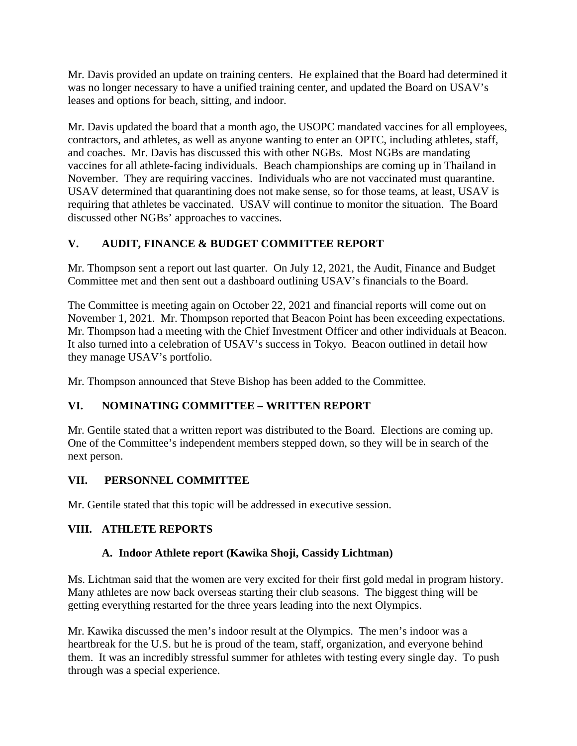Mr. Davis provided an update on training centers. He explained that the Board had determined it was no longer necessary to have a unified training center, and updated the Board on USAV's leases and options for beach, sitting, and indoor.

Mr. Davis updated the board that a month ago, the USOPC mandated vaccines for all employees, contractors, and athletes, as well as anyone wanting to enter an OPTC, including athletes, staff, and coaches. Mr. Davis has discussed this with other NGBs. Most NGBs are mandating vaccines for all athlete-facing individuals. Beach championships are coming up in Thailand in November. They are requiring vaccines. Individuals who are not vaccinated must quarantine. USAV determined that quarantining does not make sense, so for those teams, at least, USAV is requiring that athletes be vaccinated. USAV will continue to monitor the situation. The Board discussed other NGBs' approaches to vaccines.

## V. AUDIT, FINANCE & BUDGET COMMITTEE REPORT

Mr. Thompson sent a report out last quarter. On July 12, 2021, the Audit, Finance and Budget Committee met and then sent out a dashboard outlining USAV's financials to the Board.

The Committee is meeting again on October 22, 2021 and financial reports will come out on November 1, 2021. Mr. Thompson reported that Beacon Point has been exceeding expectations. Mr. Thompson had a meeting with the Chief Investment Officer and other individuals at Beacon. It also turned into a celebration of USAV's success in Tokyo. Beacon outlined in detail how they manage USAV's portfolio.

Mr. Thompson announced that Steve Bishop has been added to the Committee.

## VI. NOMINATING COMMITTEE – WRITTEN REPORT

Mr. Gentile stated that a written report was distributed to the Board. Elections are coming up. One of the Committee's independent members stepped down, so they will be in search of the next person.

## VII. PERSONNEL COMMITTEE

Mr. Gentile stated that this topic will be addressed in executive session.

## VIII. ATHLETE REPORTS

### A. Indoor Athlete report (Kawika Shoji, Cassidy Lichtman)

Ms. Lichtman said that the women are very excited for their first gold medal in program history. Many athletes are now back overseas starting their club seasons. The biggest thing will be getting everything restarted for the three years leading into the next Olympics.

Mr. Kawika discussed the men's indoor result at the Olympics. The men's indoor was a heartbreak for the U.S. but he is proud of the team, staff, organization, and everyone behind them. It was an incredibly stressful summer for athletes with testing every single day. To push through was a special experience.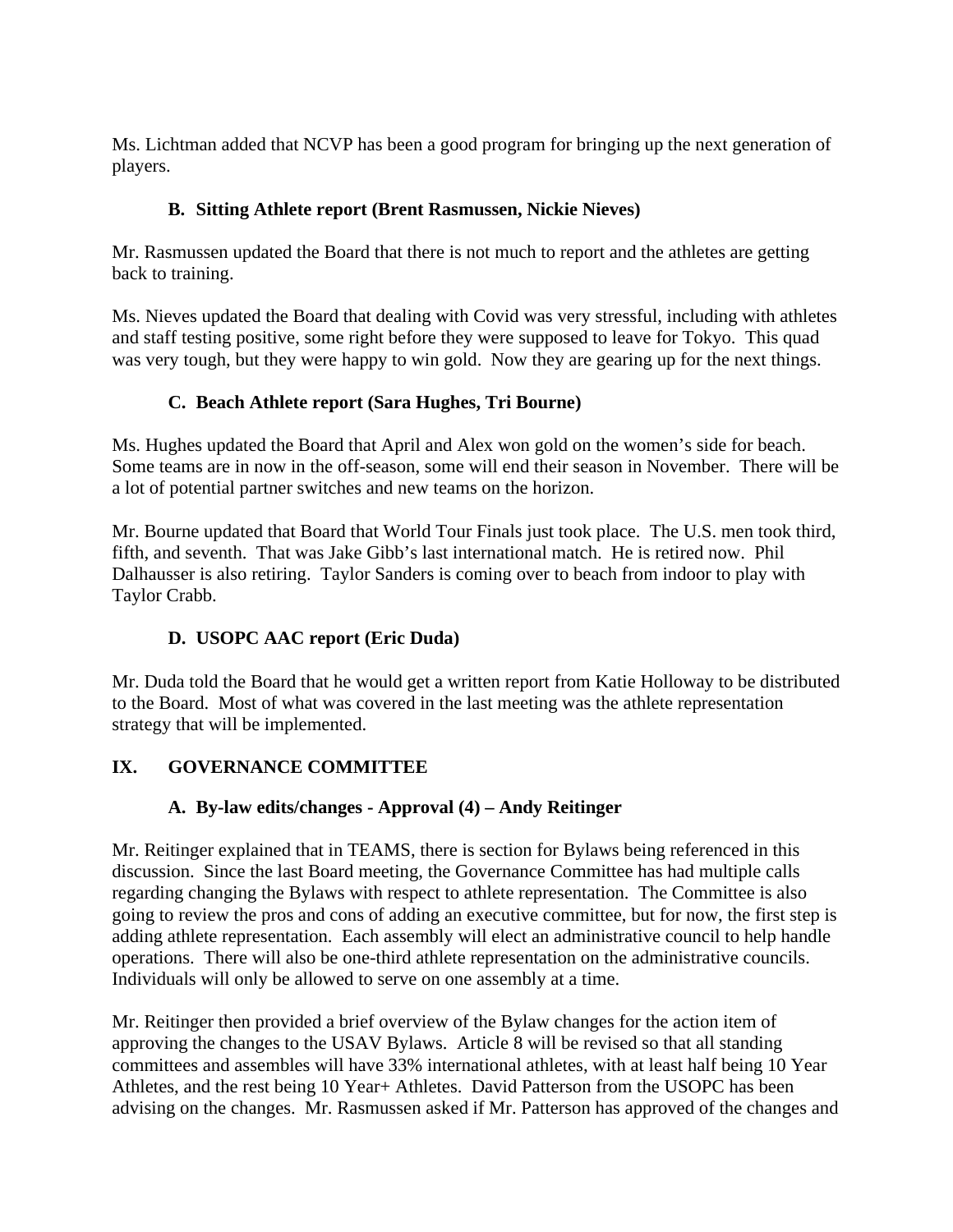Ms. Lichtman added that NCVP has been a good program for bringing up the next generation of players.

### B. Sitting Athlete report (Brent Rasmussen, Nickie Nieves)

Mr. Rasmussen updated the Board that there is not much to report and the athletes are getting back to training.

Ms. Nieves updated the Board that dealing with Covid was very stressful, including with athletes and staff testing positive, some right before they were supposed to leave for Tokyo. This quad was very tough, but they were happy to win gold. Now they are gearing up for the next things.

### C. Beach Athlete report (Sara Hughes, Tri Bourne)

Ms. Hughes updated the Board that April and Alex won gold on the women's side for beach. Some teams are in now in the off-season, some will end their season in November. There will be a lot of potential partner switches and new teams on the horizon.

Mr. Bourne updated that Board that World Tour Finals just took place. The U.S. men took third, fifth, and seventh. That was Jake Gibb's last international match. He is retired now. Phil Dalhausser is also retiring. Taylor Sanders is coming over to beach from indoor to play with Taylor Crabb.

### D. USOPC AAC report (Eric Duda)

Mr. Duda told the Board that he would get a written report from Katie Holloway to be distributed to the Board. Most of what was covered in the last meeting was the athlete representation strategy that will be implemented.

## IX. GOVERNANCE COMMITTEE

### A. By-law edits/changes - Approval (4) – Andy Reitinger

Mr. Reitinger explained that in TEAMS, there is section for Bylaws being referenced in this discussion. Since the last Board meeting, the Governance Committee has had multiple calls regarding changing the Bylaws with respect to athlete representation. The Committee is also going to review the pros and cons of adding an executive committee, but for now, the first step is adding athlete representation. Each assembly will elect an administrative council to help handle operations. There will also be one-third athlete representation on the administrative councils. Individuals will only be allowed to serve on one assembly at a time.

Mr. Reitinger then provided a brief overview of the Bylaw changes for the action item of approving the changes to the USAV Bylaws. Article 8 will be revised so that all standing committees and assembles will have 33% international athletes, with at least half being 10 Year Athletes, and the rest being 10 Year+ Athletes. David Patterson from the USOPC has been advising on the changes. Mr. Rasmussen asked if Mr. Patterson has approved of the changes and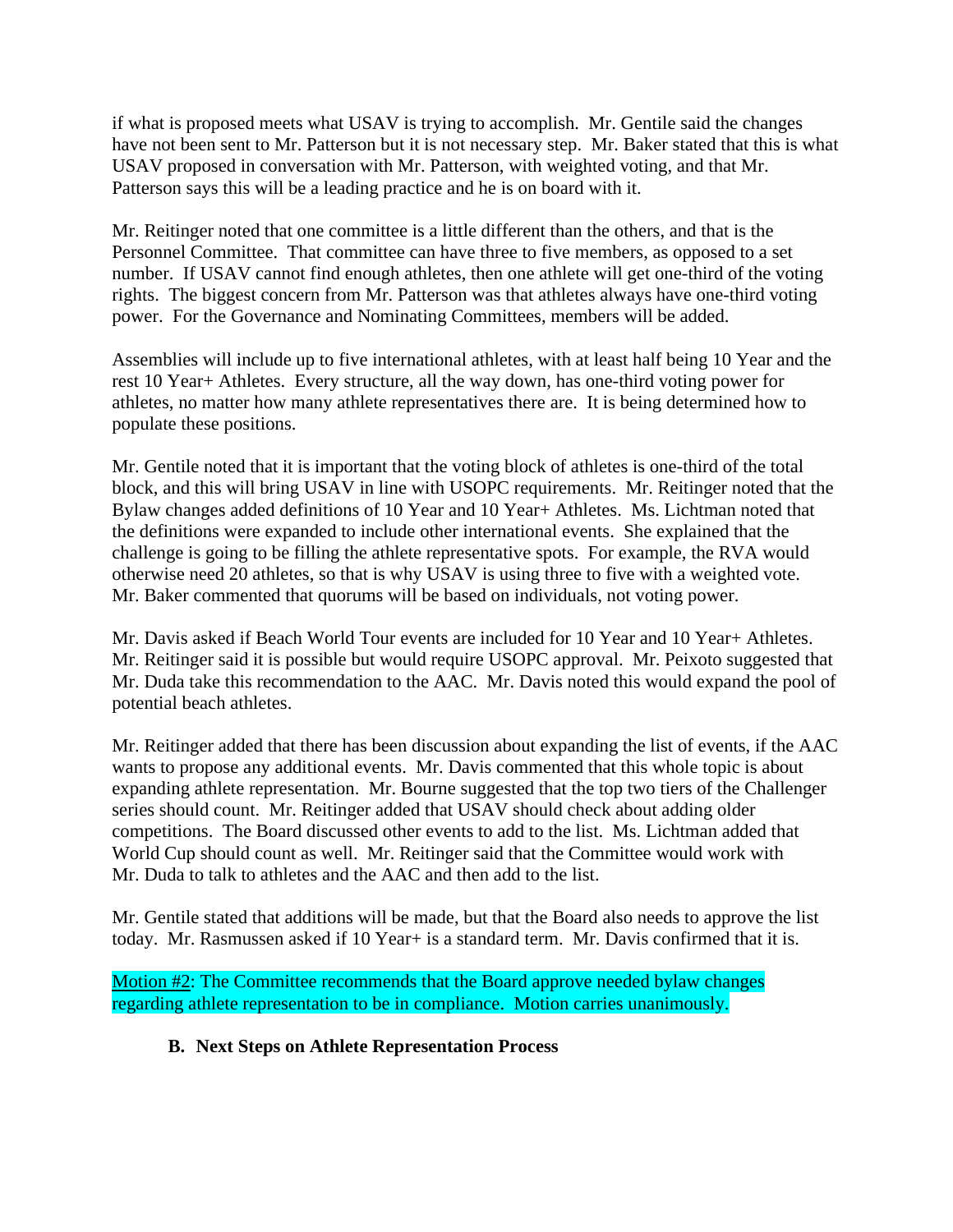if what is proposed meets what USAV is trying to accomplish. Mr. Gentile said the changes have not been sent to Mr. Patterson but it is not necessary step. Mr. Baker stated that this is what USAV proposed in conversation with Mr. Patterson, with weighted voting, and that Mr. Patterson says this will be a leading practice and he is on board with it.

Mr. Reitinger noted that one committee is a little different than the others, and that is the Personnel Committee. That committee can have three to five members, as opposed to a set number. If USAV cannot find enough athletes, then one athlete will get one-third of the voting rights. The biggest concern from Mr. Patterson was that athletes always have one-third voting power. For the Governance and Nominating Committees, members will be added.

Assemblies will include up to five international athletes, with at least half being 10 Year and the rest 10 Year+ Athletes. Every structure, all the way down, has one-third voting power for athletes, no matter how many athlete representatives there are. It is being determined how to populate these positions.

Mr. Gentile noted that it is important that the voting block of athletes is one-third of the total block, and this will bring USAV in line with USOPC requirements. Mr. Reitinger noted that the Bylaw changes added definitions of 10 Year and 10 Year+ Athletes. Ms. Lichtman noted that the definitions were expanded to include other international events. She explained that the challenge is going to be filling the athlete representative spots. For example, the RVA would otherwise need 20 athletes, so that is why USAV is using three to five with a weighted vote. Mr. Baker commented that quorums will be based on individuals, not voting power.

Mr. Davis asked if Beach World Tour events are included for 10 Year and 10 Year+ Athletes. Mr. Reitinger said it is possible but would require USOPC approval. Mr. Peixoto suggested that Mr. Duda take this recommendation to the AAC. Mr. Davis noted this would expand the pool of potential beach athletes.

Mr. Reitinger added that there has been discussion about expanding the list of events, if the AAC wants to propose any additional events. Mr. Davis commented that this whole topic is about expanding athlete representation. Mr. Bourne suggested that the top two tiers of the Challenger series should count. Mr. Reitinger added that USAV should check about adding older competitions. The Board discussed other events to add to the list. Ms. Lichtman added that World Cup should count as well. Mr. Reitinger said that the Committee would work with Mr. Duda to talk to athletes and the AAC and then add to the list.

Mr. Gentile stated that additions will be made, but that the Board also needs to approve the list today. Mr. Rasmussen asked if 10 Year+ is a standard term. Mr. Davis confirmed that it is.

Motion #2: The Committee recommends that the Board approve needed bylaw changes regarding athlete representation to be in compliance. Motion carries unanimously.

**B. Next Steps on Athlete Representation Process**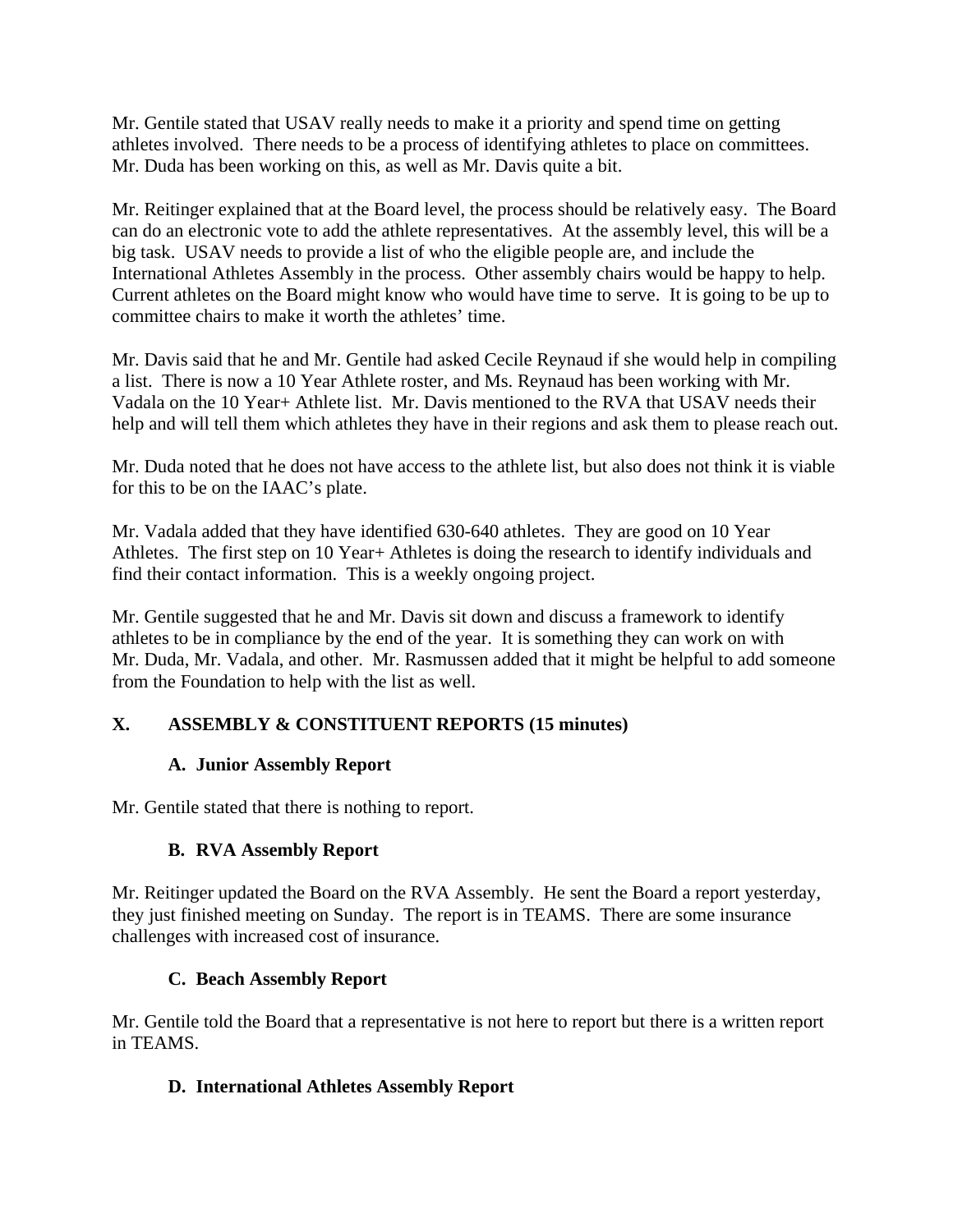Mr. Gentile stated that USAV really needs to make it a priority and spend time on getting athletes involved. There needs to be a process of identifying athletes to place on committees. Mr. Duda has been working on this, as well as Mr. Davis quite a bit.

Mr. Reitinger explained that at the Board level, the process should be relatively easy. The Board can do an electronic vote to add the athlete representatives. At the assembly level, this will be a big task. USAV needs to provide a list of who the eligible people are, and include the International Athletes Assembly in the process. Other assembly chairs would be happy to help. Current athletes on the Board might know who would have time to serve. It is going to be up to committee chairs to make it worth the athletes' time.

Mr. Davis said that he and Mr. Gentile had asked Cecile Reynaud if she would help in compiling a list. There is now a 10 Year Athlete roster, and Ms. Reynaud has been working with Mr. Vadala on the 10 Year+ Athlete list. Mr. Davis mentioned to the RVA that USAV needs their help and will tell them which athletes they have in their regions and ask them to please reach out.

Mr. Duda noted that he does not have access to the athlete list, but also does not think it is viable for this to be on the IAAC's plate.

Mr. Vadala added that they have identified 630-640 athletes. They are good on 10 Year Athletes. The first step on 10 Year+ Athletes is doing the research to identify individuals and find their contact information. This is a weekly ongoing project.

Mr. Gentile suggested that he and Mr. Davis sit down and discuss a framework to identify athletes to be in compliance by the end of the year. It is something they can work on with Mr. Duda, Mr. Vadala, and other. Mr. Rasmussen added that it might be helpful to add someone from the Foundation to help with the list as well.

## X. ASSEMBLY & CONSTITUENT REPORTS (15 minutes)

### A. Junior Assembly Report

Mr. Gentile stated that there is nothing to report.

### B. RVA Assembly Report

Mr. Reitinger updated the Board on the RVA Assembly. He sent the Board a report yesterday, they just finished meeting on Sunday. The report is in TEAMS. There are some insurance challenges with increased cost of insurance.

### C. Beach Assembly Report

Mr. Gentile told the Board that a representative is not here to report but there is a written report in TEAMS.

### D. International Athletes Assembly Report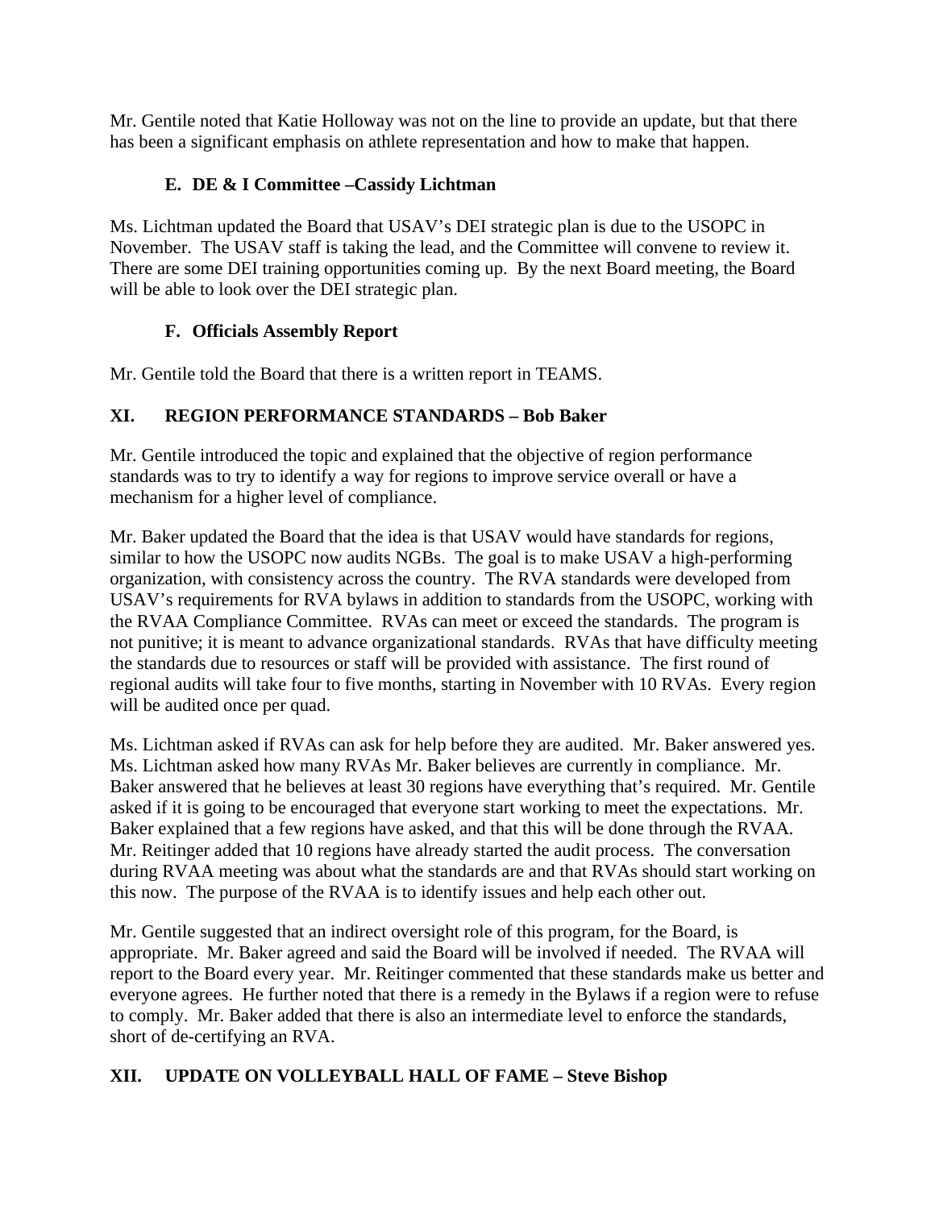Mr. Gentile noted that Katie Holloway was not on the line to provide an update, but that there has been a significant emphasis on athlete representation and how to make that happen.

### E. DE & I Committee –Cassidy Lichtman

Ms. Lichtman updated the Board that USAV's DEI strategic plan is due to the USOPC in November. The USAV staff is taking the lead, and the Committee will convene to review it. There are some DEI training opportunities coming up. By the next Board meeting, the Board will be able to look over the DEI strategic plan.

### F. Officials Assembly Report

Mr. Gentile told the Board that there is a written report in TEAMS.

## XI. REGION PERFORMANCE STANDARDS – Bob Baker

Mr. Gentile introduced the topic and explained that the objective of region performance standards was to try to identify a way for regions to improve service overall or have a mechanism for a higher level of compliance.

Mr. Baker updated the Board that the idea is that USAV would have standards for regions, similar to how the USOPC now audits NGBs. The goal is to make USAV a high-performing organization, with consistency across the country. The RVA standards were developed from USAV's requirements for RVA bylaws in addition to standards from the USOPC, working with the RVAA Compliance Committee. RVAs can meet or exceed the standards. The program is not punitive; it is meant to advance organizational standards. RVAs that have difficulty meeting the standards due to resources or staff will be provided with assistance. The first round of regional audits will take four to five months, starting in November with 10 RVAs. Every region will be audited once per quad.

Ms. Lichtman asked if RVAs can ask for help before they are audited. Mr. Baker answered yes. Ms. Lichtman asked how many RVAs Mr. Baker believes are currently in compliance. Mr. Baker answered that he believes at least 30 regions have everything that's required. Mr. Gentile asked if it is going to be encouraged that everyone start working to meet the expectations. Mr. Baker explained that a few regions have asked, and that this will be done through the RVAA. Mr. Reitinger added that 10 regions have already started the audit process. The conversation during RVAA meeting was about what the standards are and that RVAs should start working on this now. The purpose of the RVAA is to identify issues and help each other out.

Mr. Gentile suggested that an indirect oversight role of this program, for the Board, is appropriate. Mr. Baker agreed and said the Board will be involved if needed. The RVAA will report to the Board every year. Mr. Reitinger commented that these standards make us better and everyone agrees. He further noted that there is a remedy in the Bylaws if a region were to refuse to comply. Mr. Baker added that there is also an intermediate level to enforce the standards, short of de-certifying an RVA.

## XII. UPDATE ON VOLLEYBALL HALL OF FAME – Steve Bishop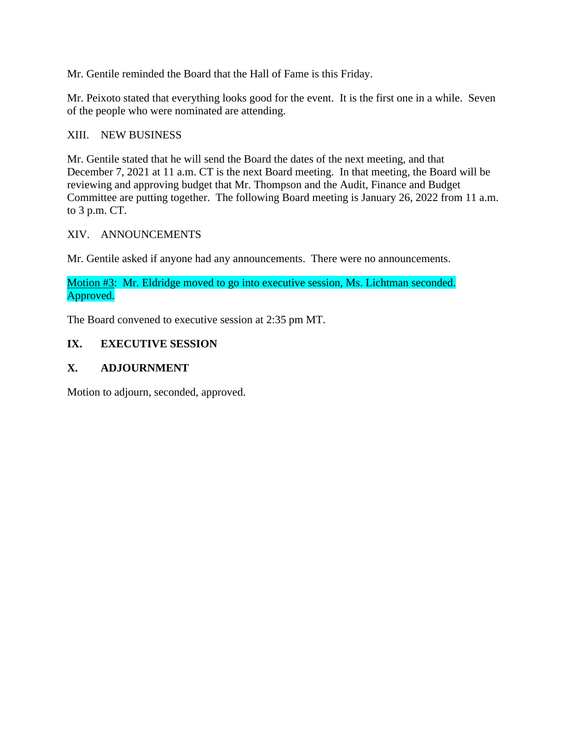Mr. Gentile reminded the Board that the Hall of Fame is this Friday.

Mr. Peixoto stated that everything looks good for the event. It is the first one in a while. Seven of the people who were nominated are attending.

XIII. NEW BUSINESS

Mr. Gentile stated that he will send the Board the dates of the next meeting, and that December 7, 2021 at 11 a.m. CT is the next Board meeting. In that meeting, the Board will be reviewing and approving budget that Mr. Thompson and the Audit, Finance and Budget Committee are putting together. The following Board meeting is January 26, 2022 from 11 a.m. to 3 p.m. CT.

XIV. ANNOUNCEMENTS

Mr. Gentile asked if anyone had any announcements. There were no announcements.

Motion #3: Mr. Eldridge moved to go into executive session, Ms. Lichtman seconded. Approved.

The Board convened to executive session at 2:35 pm MT.

**IX. EXECUTIVE SESSION**

**X. ADJOURNMENT**

Motion to adjourn, seconded, approved.